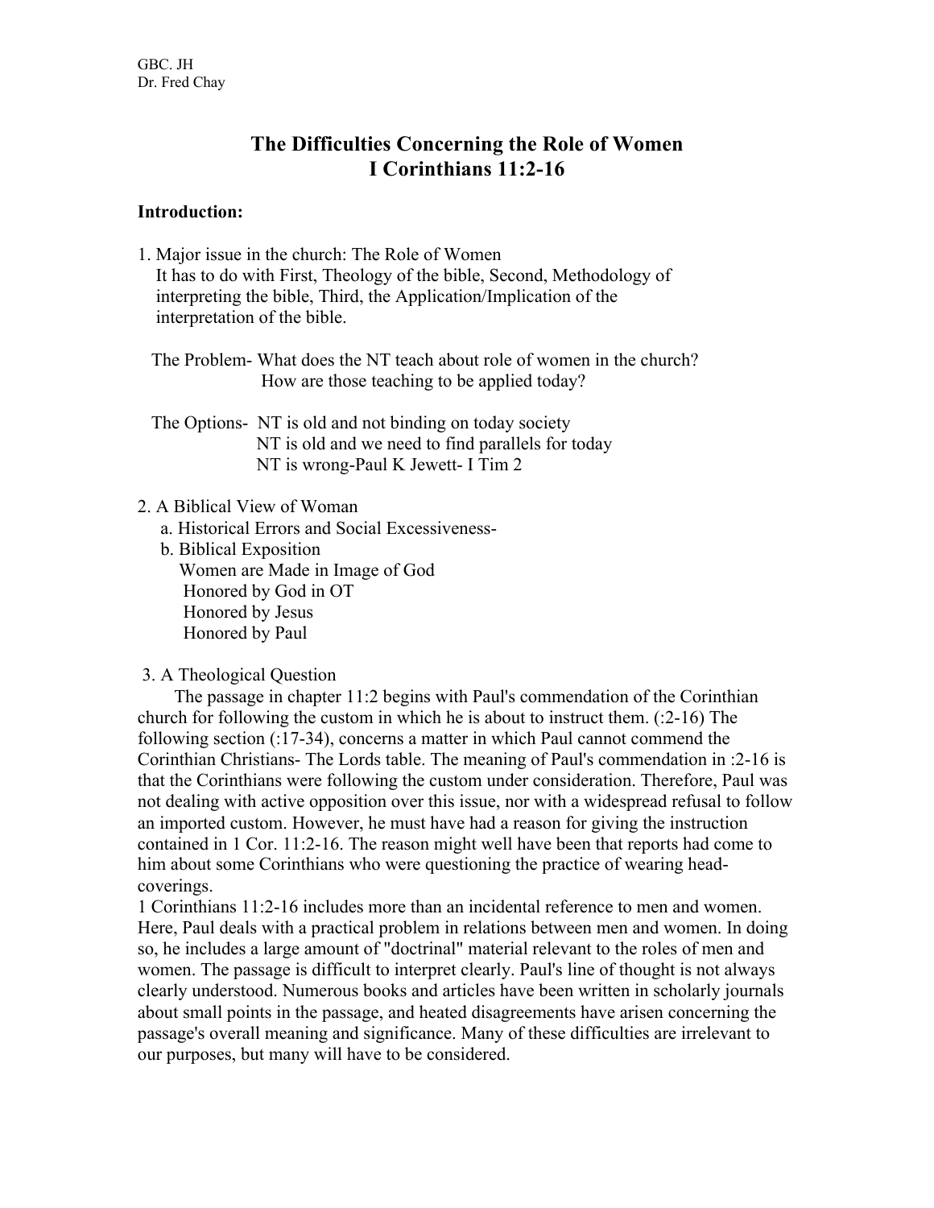GBC. JH
Dr. Fred Chay

# The Difficulties Concerning the Role of Women
# I Corinthians 11:2-16

**Introduction:**

1. Major issue in the church: The Role of Women
   It has to do with First, Theology of the bible, Second, Methodology of interpreting the bible, Third, the Application/Implication of the interpretation of the bible.

   The Problem- What does the NT teach about role of women in the church?
   How are those teaching to be applied today?

   The Options- NT is old and not binding on today society
   NT is old and we need to find parallels for today
   NT is wrong-Paul K Jewett- I Tim 2

2. A Biblical View of Woman
   a. Historical Errors and Social Excessiveness-
   b. Biblical Exposition
      Women are Made in Image of God
      Honored by God in OT
      Honored by Jesus
      Honored by Paul

3. A Theological Question

The passage in chapter 11:2 begins with Paul's commendation of the Corinthian church for following the custom in which he is about to instruct them. (:2-16) The following section (:17-34), concerns a matter in which Paul cannot commend the Corinthian Christians- The Lords table. The meaning of Paul's commendation in :2-16 is that the Corinthians were following the custom under consideration. Therefore, Paul was not dealing with active opposition over this issue, nor with a widespread refusal to follow an imported custom. However, he must have had a reason for giving the instruction contained in 1 Cor. 11:2-16. The reason might well have been that reports had come to him about some Corinthians who were questioning the practice of wearing head-coverings.

1 Corinthians 11:2-16 includes more than an incidental reference to men and women. Here, Paul deals with a practical problem in relations between men and women. In doing so, he includes a large amount of "doctrinal" material relevant to the roles of men and women. The passage is difficult to interpret clearly. Paul's line of thought is not always clearly understood. Numerous books and articles have been written in scholarly journals about small points in the passage, and heated disagreements have arisen concerning the passage's overall meaning and significance. Many of these difficulties are irrelevant to our purposes, but many will have to be considered.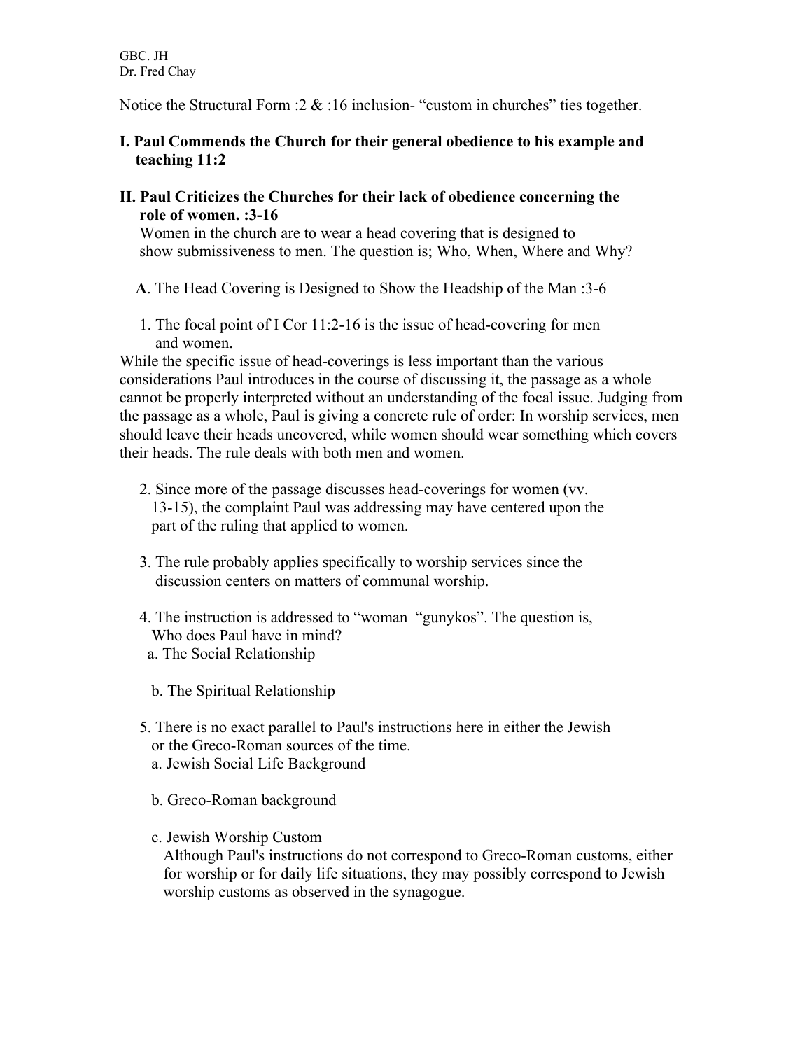GBC. JH
Dr. Fred Chay

Notice the Structural Form :2 & :16 inclusion- "custom in churches" ties together.

**I. Paul Commends the Church for their general obedience to his example and teaching 11:2**

**II. Paul Criticizes the Churches for their lack of obedience concerning the role of women. :3-16**

Women in the church are to wear a head covering that is designed to show submissiveness to men. The question is; Who, When, Where and Why?

**A**. The Head Covering is Designed to Show the Headship of the Man :3-6

1. The focal point of I Cor 11:2-16 is the issue of head-covering for men and women.

While the specific issue of head-coverings is less important than the various considerations Paul introduces in the course of discussing it, the passage as a whole cannot be properly interpreted without an understanding of the focal issue. Judging from the passage as a whole, Paul is giving a concrete rule of order: In worship services, men should leave their heads uncovered, while women should wear something which covers their heads. The rule deals with both men and women.

2. Since more of the passage discusses head-coverings for women (vv. 13-15), the complaint Paul was addressing may have centered upon the part of the ruling that applied to women.

3. The rule probably applies specifically to worship services since the discussion centers on matters of communal worship.

4. The instruction is addressed to "woman "gunykos". The question is, Who does Paul have in mind?
   a. The Social Relationship

   b. The Spiritual Relationship

5. There is no exact parallel to Paul's instructions here in either the Jewish or the Greco-Roman sources of the time.
   a. Jewish Social Life Background

   b. Greco-Roman background

   c. Jewish Worship Custom
      Although Paul's instructions do not correspond to Greco-Roman customs, either for worship or for daily life situations, they may possibly correspond to Jewish worship customs as observed in the synagogue.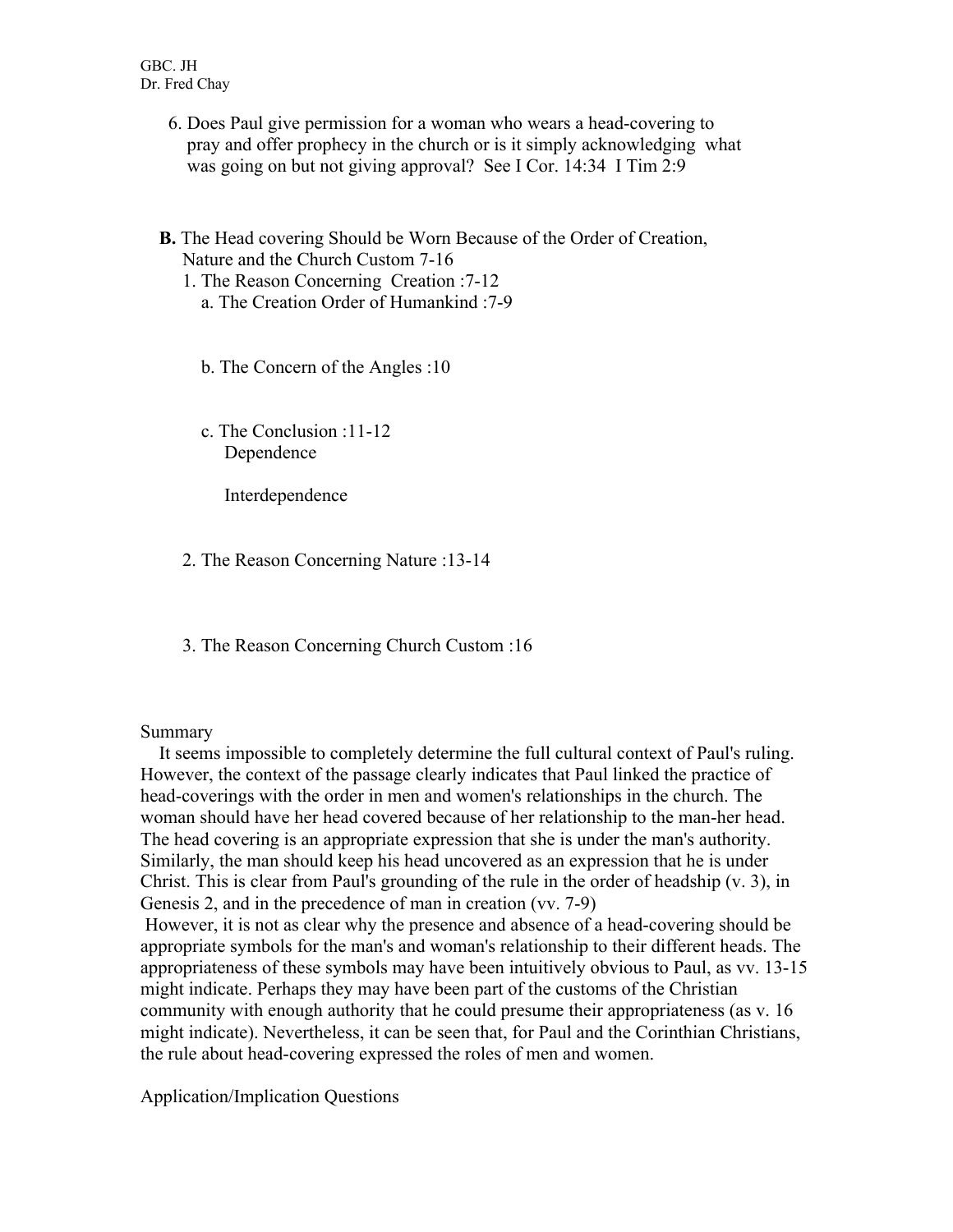6. Does Paul give permission for a woman who wears a head-covering to pray and offer prophecy in the church or is it simply acknowledging what was going on but not giving approval? See I Cor. 14:34 I Tim 2:9

**B.** The Head covering Should be Worn Because of the Order of Creation, Nature and the Church Custom 7-16

1. The Reason Concerning Creation :7-12
   - a. The Creation Order of Humankind :7-9

   - b. The Concern of the Angles :10

   - c. The Conclusion :11-12
     Dependence

     Interdependence

2. The Reason Concerning Nature :13-14

3. The Reason Concerning Church Custom :16

Summary

It seems impossible to completely determine the full cultural context of Paul's ruling. However, the context of the passage clearly indicates that Paul linked the practice of head-coverings with the order in men and women's relationships in the church. The woman should have her head covered because of her relationship to the man-her head. The head covering is an appropriate expression that she is under the man's authority. Similarly, the man should keep his head uncovered as an expression that he is under Christ. This is clear from Paul's grounding of the rule in the order of headship (v. 3), in Genesis 2, and in the precedence of man in creation (vv. 7-9)

However, it is not as clear why the presence and absence of a head-covering should be appropriate symbols for the man's and woman's relationship to their different heads. The appropriateness of these symbols may have been intuitively obvious to Paul, as vv. 13-15 might indicate. Perhaps they may have been part of the customs of the Christian community with enough authority that he could presume their appropriateness (as v. 16 might indicate). Nevertheless, it can be seen that, for Paul and the Corinthian Christians, the rule about head-covering expressed the roles of men and women.

Application/Implication Questions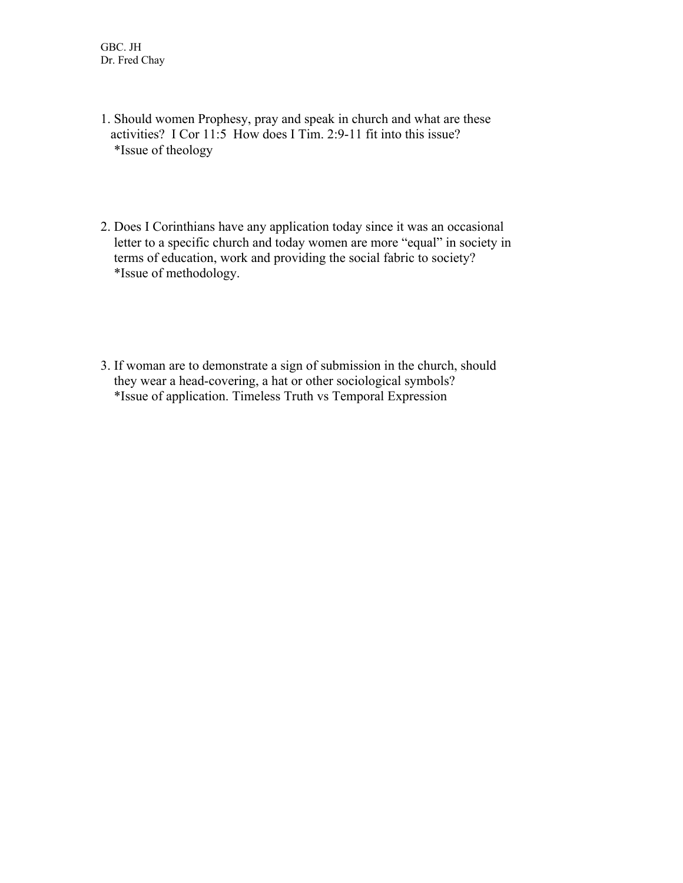GBC. JH
Dr. Fred Chay

1. Should women Prophesy, pray and speak in church and what are these activities? I Cor 11:5 How does I Tim. 2:9-11 fit into this issue?
   *Issue of theology

2. Does I Corinthians have any application today since it was an occasional letter to a specific church and today women are more "equal" in society in terms of education, work and providing the social fabric to society?
   *Issue of methodology.

3. If woman are to demonstrate a sign of submission in the church, should they wear a head-covering, a hat or other sociological symbols?
   *Issue of application. Timeless Truth vs Temporal Expression